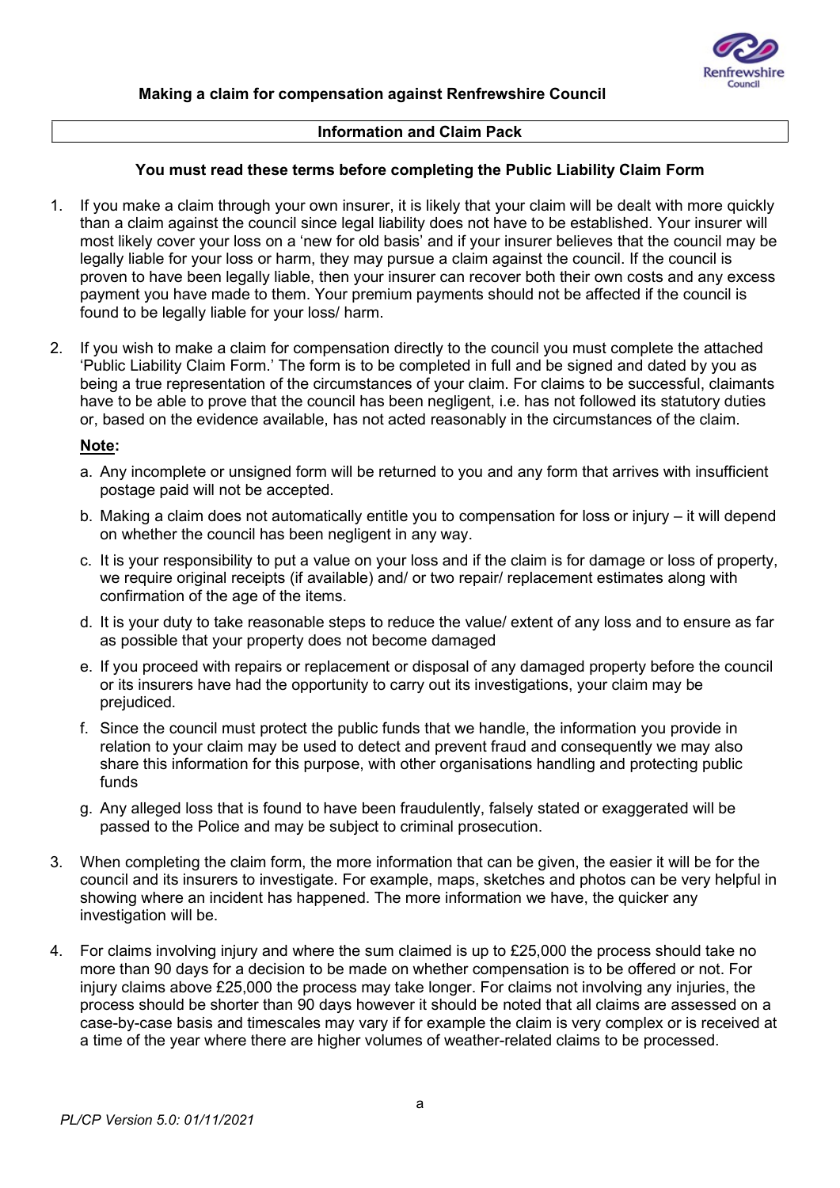# Making a claim for compensation against Renfrewshire Council

## Information and Claim Pack

### You must read these terms before completing the Public Liability Claim Form

1. If you make a claim through your own insurer, it is likely that your claim will be dealt with more quickly than a claim against the council since legal liability does not have to be established. Your insurer will most likely cover your loss on a 'new for old basis' and if your insurer believes that the council may be legally liable for your loss or harm, they may pursue a claim against the council. If the council is proven to have been legally liable, then your insurer can recover both their own costs and any excess payment you have made to them. Your premium payments should not be affected if the council is found to be legally liable for your loss/ harm.

2. If you wish to make a claim for compensation directly to the council you must complete the attached 'Public Liability Claim Form.' The form is to be completed in full and be signed and dated by you as being a true representation of the circumstances of your claim. For claims to be successful, claimants have to be able to prove that the council has been negligent, i.e. has not followed its statutory duties or, based on the evidence available, has not acted reasonably in the circumstances of the claim.

   **Note:**

   a. Any incomplete or unsigned form will be returned to you and any form that arrives with insufficient postage paid will not be accepted.

   b. Making a claim does not automatically entitle you to compensation for loss or injury – it will depend on whether the council has been negligent in any way.

   c. It is your responsibility to put a value on your loss and if the claim is for damage or loss of property, we require original receipts (if available) and/ or two repair/ replacement estimates along with confirmation of the age of the items.

   d. It is your duty to take reasonable steps to reduce the value/ extent of any loss and to ensure as far as possible that your property does not become damaged

   e. If you proceed with repairs or replacement or disposal of any damaged property before the council or its insurers have had the opportunity to carry out its investigations, your claim may be prejudiced.

   f. Since the council must protect the public funds that we handle, the information you provide in relation to your claim may be used to detect and prevent fraud and consequently we may also share this information for this purpose, with other organisations handling and protecting public funds

   g. Any alleged loss that is found to have been fraudulently, falsely stated or exaggerated will be passed to the Police and may be subject to criminal prosecution.

3. When completing the claim form, the more information that can be given, the easier it will be for the council and its insurers to investigate. For example, maps, sketches and photos can be very helpful in showing where an incident has happened. The more information we have, the quicker any investigation will be.

4. For claims involving injury and where the sum claimed is up to £25,000 the process should take no more than 90 days for a decision to be made on whether compensation is to be offered or not. For injury claims above £25,000 the process may take longer. For claims not involving any injuries, the process should be shorter than 90 days however it should be noted that all claims are assessed on a case-by-case basis and timescales may vary if for example the claim is very complex or is received at a time of the year where there are higher volumes of weather-related claims to be processed.

*PL/CP Version 5.0: 01/11/2021*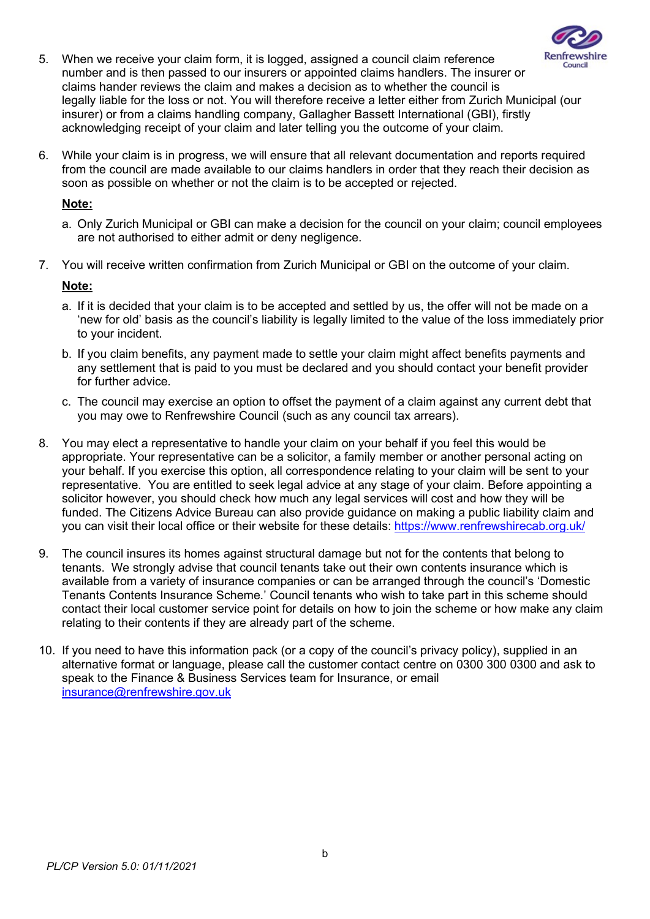5. When we receive your claim form, it is logged, assigned a council claim reference number and is then passed to our insurers or appointed claims handlers. The insurer or claims hander reviews the claim and makes a decision as to whether the council is legally liable for the loss or not. You will therefore receive a letter either from Zurich Municipal (our insurer) or from a claims handling company, Gallagher Bassett International (GBI), firstly acknowledging receipt of your claim and later telling you the outcome of your claim.

6. While your claim is in progress, we will ensure that all relevant documentation and reports required from the council are made available to our claims handlers in order that they reach their decision as soon as possible on whether or not the claim is to be accepted or rejected.

   **Note:**

   a. Only Zurich Municipal or GBI can make a decision for the council on your claim; council employees are not authorised to either admit or deny negligence.

7. You will receive written confirmation from Zurich Municipal or GBI on the outcome of your claim.

   **Note:**

   a. If it is decided that your claim is to be accepted and settled by us, the offer will not be made on a 'new for old' basis as the council's liability is legally limited to the value of the loss immediately prior to your incident.

   b. If you claim benefits, any payment made to settle your claim might affect benefits payments and any settlement that is paid to you must be declared and you should contact your benefit provider for further advice.

   c. The council may exercise an option to offset the payment of a claim against any current debt that you may owe to Renfrewshire Council (such as any council tax arrears).

8. You may elect a representative to handle your claim on your behalf if you feel this would be appropriate. Your representative can be a solicitor, a family member or another personal acting on your behalf. If you exercise this option, all correspondence relating to your claim will be sent to your representative. You are entitled to seek legal advice at any stage of your claim. Before appointing a solicitor however, you should check how much any legal services will cost and how they will be funded. The Citizens Advice Bureau can also provide guidance on making a public liability claim and you can visit their local office or their website for these details: https://www.renfrewshirecab.org.uk/

9. The council insures its homes against structural damage but not for the contents that belong to tenants. We strongly advise that council tenants take out their own contents insurance which is available from a variety of insurance companies or can be arranged through the council's 'Domestic Tenants Contents Insurance Scheme.' Council tenants who wish to take part in this scheme should contact their local customer service point for details on how to join the scheme or how make any claim relating to their contents if they are already part of the scheme.

10. If you need to have this information pack (or a copy of the council's privacy policy), supplied in an alternative format or language, please call the customer contact centre on 0300 300 0300 and ask to speak to the Finance & Business Services team for Insurance, or email insurance@renfrewshire.gov.uk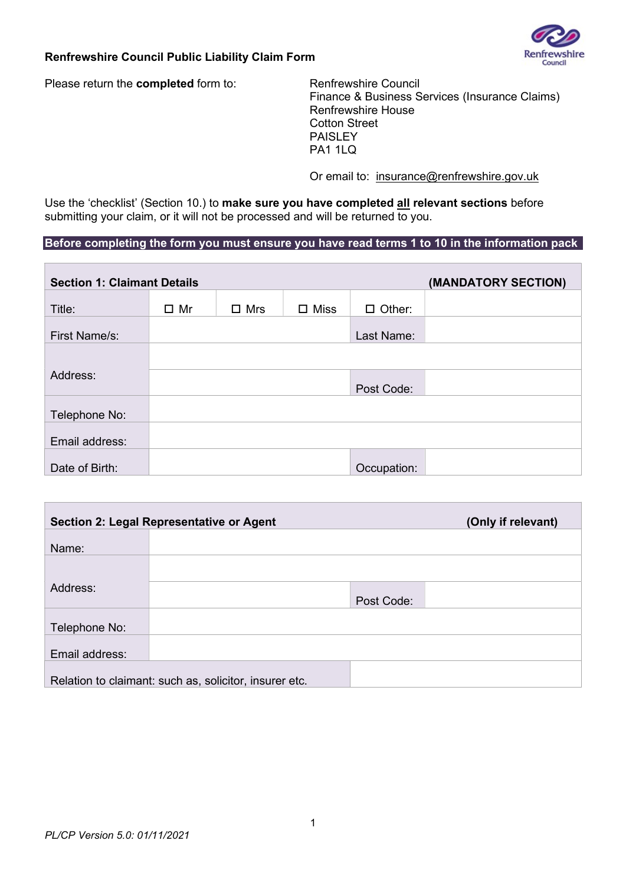**Renfrewshire Council Public Liability Claim Form**

Please return the **completed** form to:

Renfrewshire Council
Finance & Business Services (Insurance Claims)
Renfrewshire House
Cotton Street
PAISLEY
PA1 1LQ

Or email to: insurance@renfrewshire.gov.uk

Use the 'checklist' (Section 10.) to **make sure you have completed all relevant sections** before submitting your claim, or it will not be processed and will be returned to you.

**Before completing the form you must ensure you have read terms 1 to 10 in the information pack**

| **Section 1: Claimant Details** | | | | | **(MANDATORY SECTION)** |
|---|---|---|---|---|---|
| Title: | ☐ Mr | ☐ Mrs | ☐ Miss | ☐ Other: | |
| First Name/s: | | | | Last Name: | |
| Address: | | | | | |
| | | | | Post Code: | |
| Telephone No: | | | | | |
| Email address: | | | | | |
| Date of Birth: | | | | Occupation: | |

| **Section 2: Legal Representative or Agent** | | | **(Only if relevant)** |
|---|---|---|---|
| Name: | | | |
| Address: | | | |
| | | Post Code: | |
| Telephone No: | | | |
| Email address: | | | |
| Relation to claimant: such as, solicitor, insurer etc. | | | |

*PL/CP Version 5.0: 01/11/2021*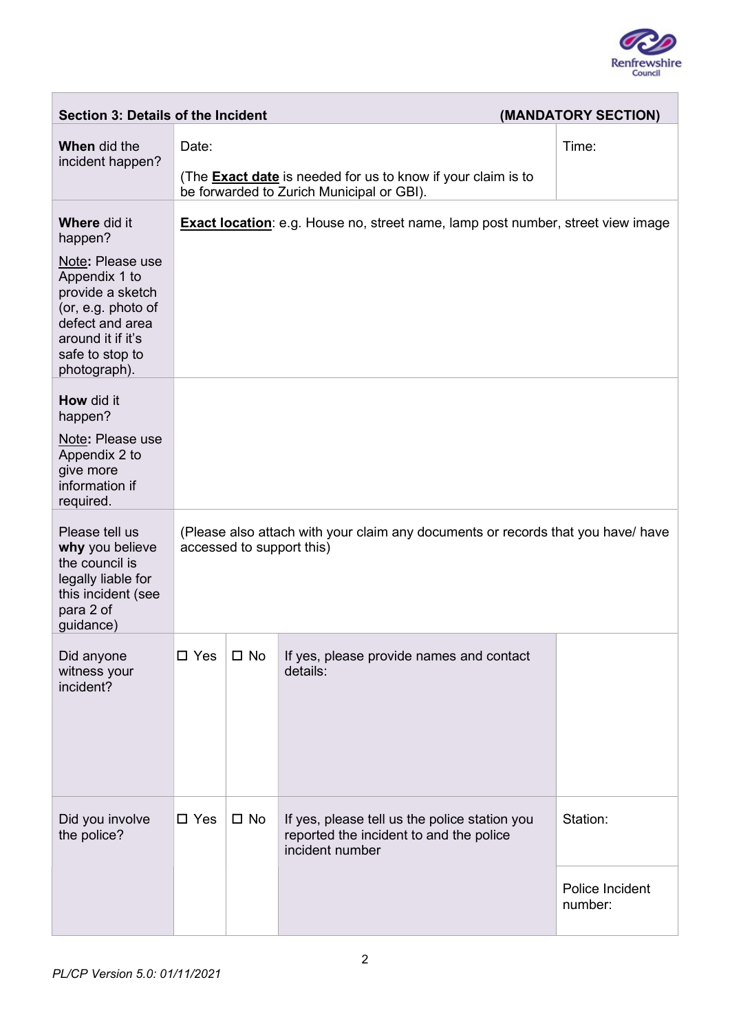| **Section 3: Details of the Incident** | | | | **(MANDATORY SECTION)** |
|---|---|---|---|---|
| **When** did the incident happen? | Date:<br><br>(The **Exact date** is needed for us to know if your claim is to be forwarded to Zurich Municipal or GBI). | | | Time: |
| **Where** did it happen?<br><br>Note**:** Please use Appendix 1 to provide a sketch (or, e.g. photo of defect and area around it if it's safe to stop to photograph). | **Exact location**: e.g. House no, street name, lamp post number, street view image | | | |
| **How** did it happen?<br><br>Note**:** Please use Appendix 2 to give more information if required. | | | | |
| Please tell us **why** you believe the council is legally liable for this incident (see para 2 of guidance) | (Please also attach with your claim any documents or records that you have/ have accessed to support this) | | | |
| Did anyone witness your incident? | ☐ Yes | ☐ No | If yes, please provide names and contact details: | |
| Did you involve the police? | ☐ Yes | ☐ No | If yes, please tell us the police station you reported the incident to and the police incident number | Station:<br><br>Police Incident number: |

*PL/CP Version 5.0: 01/11/2021*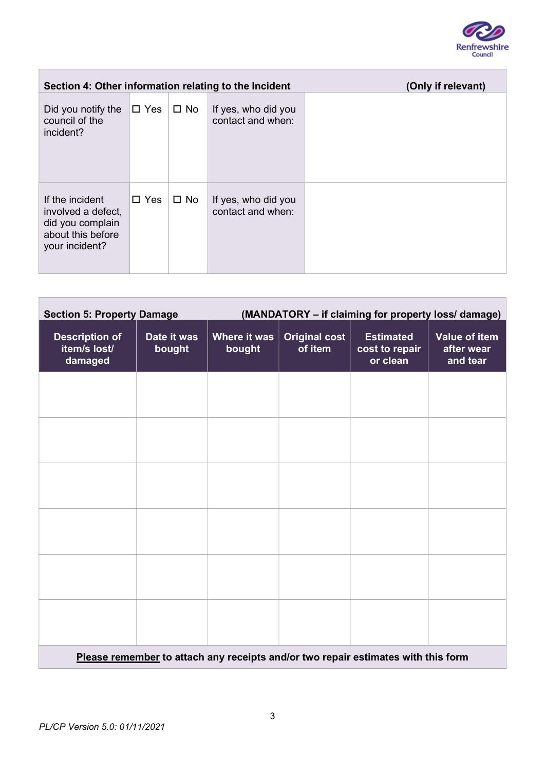| Section 4: Other information relating to the Incident | | | | (Only if relevant) |
|---|---|---|---|---|
| Did you notify the council of the incident? | ☐ Yes | ☐ No | If yes, who did you contact and when: | |
| If the incident involved a defect, did you complain about this before your incident? | ☐ Yes | ☐ No | If yes, who did you contact and when: | |

**Section 5: Property Damage** **(MANDATORY – if claiming for property loss/ damage)**

| Description of item/s lost/ damaged | Date it was bought | Where it was bought | Original cost of item | Estimated cost to repair or clean | Value of item after wear and tear |
|---|---|---|---|---|---|
| | | | | | |
| | | | | | |
| | | | | | |
| | | | | | |
| | | | | | |
| | | | | | |

**Please remember to attach any receipts and/or two repair estimates with this form**

*PL/CP Version 5.0: 01/11/2021*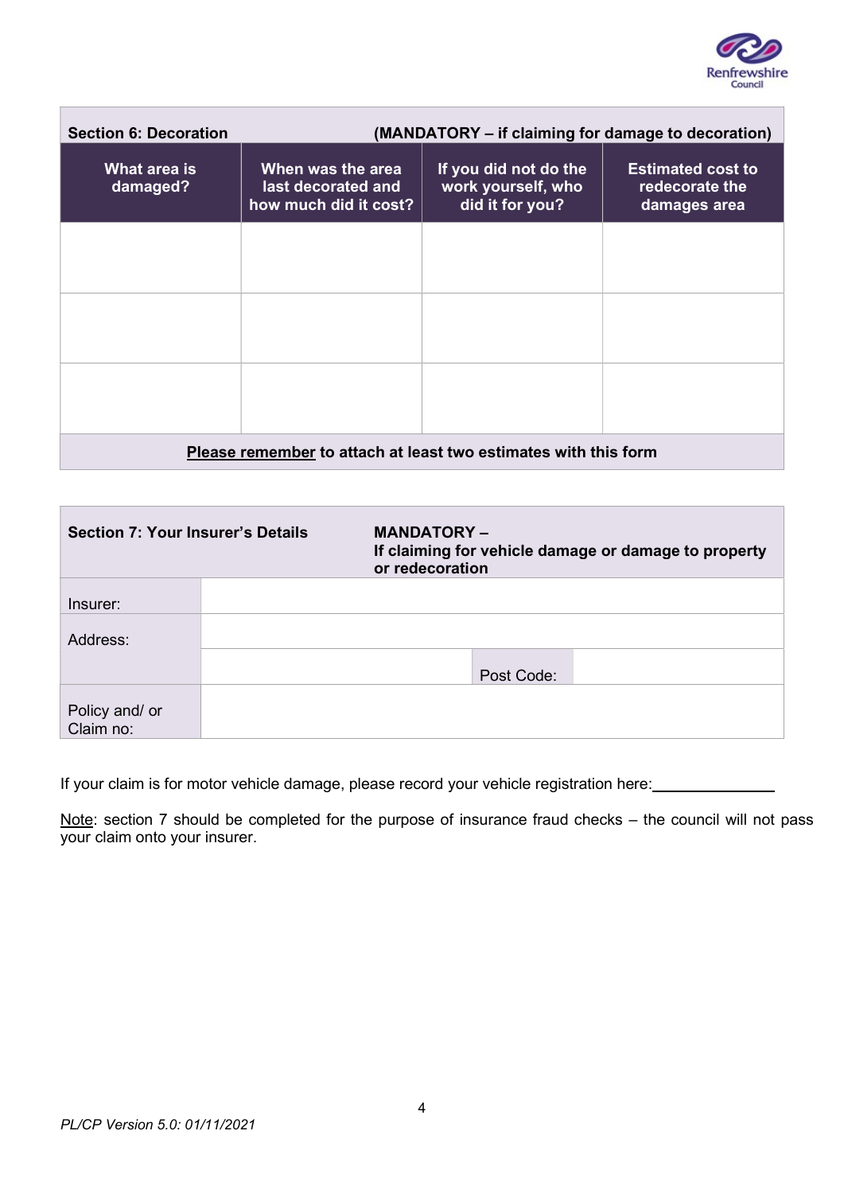| Section 6: Decoration | | (MANDATORY – if claiming for damage to decoration) | |
|---|---|---|---|
| **What area is damaged?** | **When was the area last decorated and how much did it cost?** | **If you did not do the work yourself, who did it for you?** | **Estimated cost to redecorate the damages area** |
| | | | |
| | | | |
| | | | |
| **<u>Please remember</u> to attach at least two estimates with this form** | | | |

| Section 7: Your Insurer's Details | MANDATORY – If claiming for vehicle damage or damage to property or redecoration | | |
|---|---|---|---|
| Insurer: | | | |
| Address: | | | |
| | | Post Code: | |
| Policy and/ or Claim no: | | | |

If your claim is for motor vehicle damage, please record your vehicle registration here:_______________

<u>Note</u>: section 7 should be completed for the purpose of insurance fraud checks – the council will not pass your claim onto your insurer.

*PL/CP Version 5.0: 01/11/2021*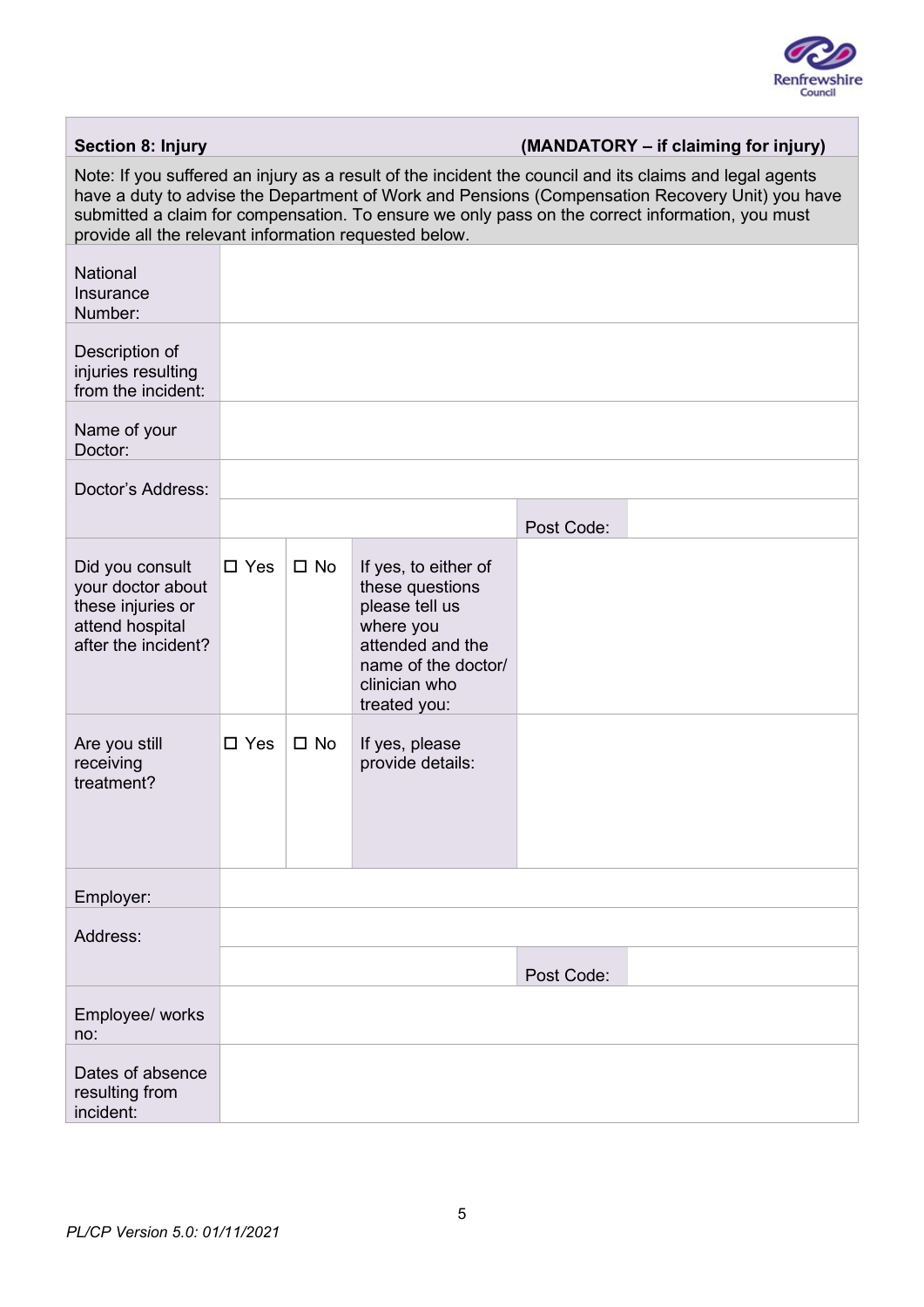| Section 8: Injury | | | | (MANDATORY – if claiming for injury) | |
|---|---|---|---|---|---|
| Note: If you suffered an injury as a result of the incident the council and its claims and legal agents have a duty to advise the Department of Work and Pensions (Compensation Recovery Unit) you have submitted a claim for compensation. To ensure we only pass on the correct information, you must provide all the relevant information requested below. | | | | | |
| National Insurance Number: | | | | | |
| Description of injuries resulting from the incident: | | | | | |
| Name of your Doctor: | | | | | |
| Doctor's Address: | | | | | |
| | | | | Post Code: | |
| Did you consult your doctor about these injuries or attend hospital after the incident? | ☐ Yes | ☐ No | If yes, to either of these questions please tell us where you attended and the name of the doctor/ clinician who treated you: | | |
| Are you still receiving treatment? | ☐ Yes | ☐ No | If yes, please provide details: | | |
| Employer: | | | | | |
| Address: | | | | | |
| | | | | Post Code: | |
| Employee/ works no: | | | | | |
| Dates of absence resulting from incident: | | | | | |

*PL/CP Version 5.0: 01/11/2021*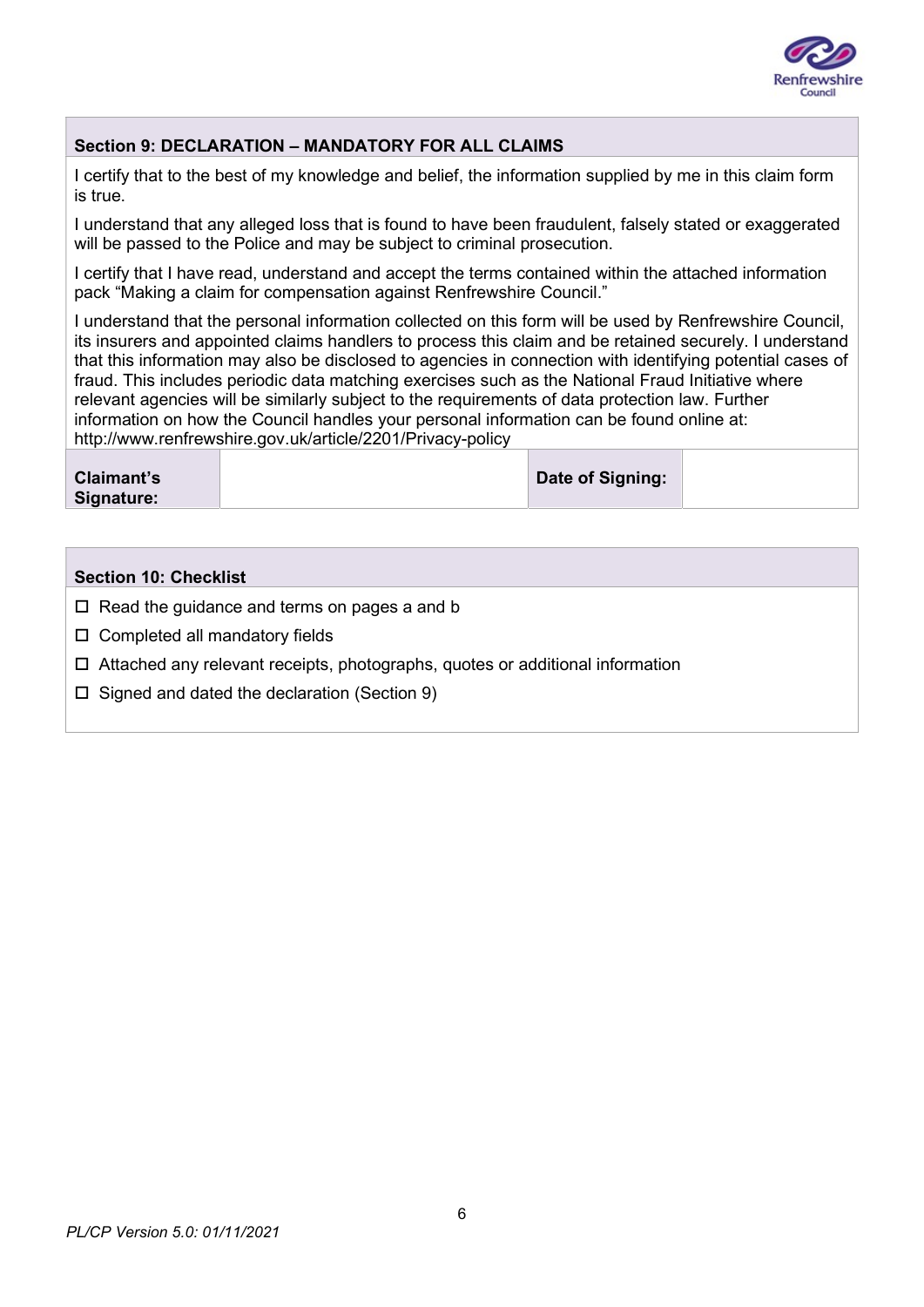## Section 9: DECLARATION – MANDATORY FOR ALL CLAIMS

I certify that to the best of my knowledge and belief, the information supplied by me in this claim form is true.

I understand that any alleged loss that is found to have been fraudulent, falsely stated or exaggerated will be passed to the Police and may be subject to criminal prosecution.

I certify that I have read, understand and accept the terms contained within the attached information pack "Making a claim for compensation against Renfrewshire Council."

I understand that the personal information collected on this form will be used by Renfrewshire Council, its insurers and appointed claims handlers to process this claim and be retained securely. I understand that this information may also be disclosed to agencies in connection with identifying potential cases of fraud. This includes periodic data matching exercises such as the National Fraud Initiative where relevant agencies will be similarly subject to the requirements of data protection law. Further information on how the Council handles your personal information can be found online at: http://www.renfrewshire.gov.uk/article/2201/Privacy-policy

| **Claimant's Signature:** | | **Date of Signing:** | |
|---|---|---|---|

## Section 10: Checklist

- ☐ Read the guidance and terms on pages a and b
- ☐ Completed all mandatory fields
- ☐ Attached any relevant receipts, photographs, quotes or additional information
- ☐ Signed and dated the declaration (Section 9)

*PL/CP Version 5.0: 01/11/2021*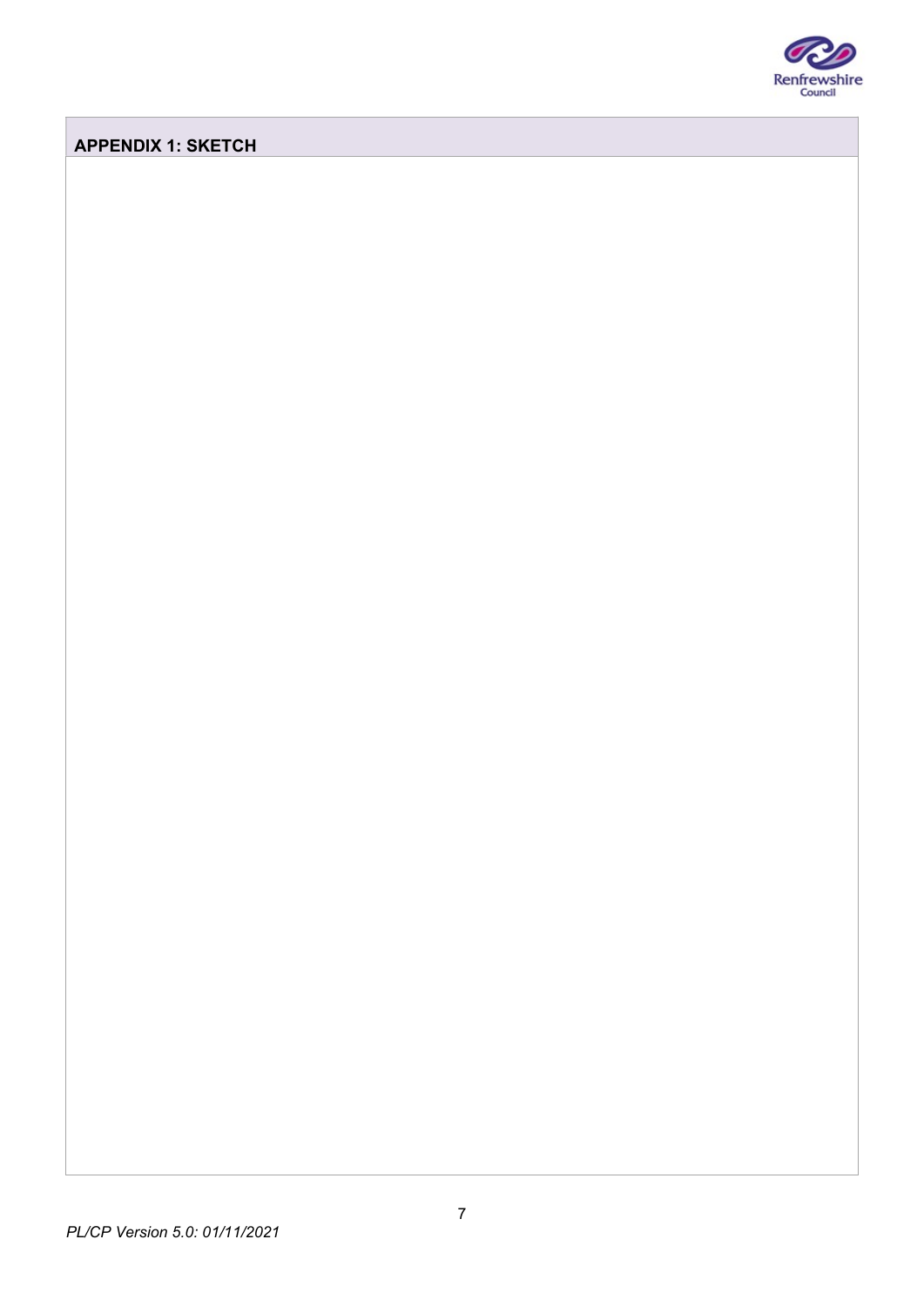## APPENDIX 1: SKETCH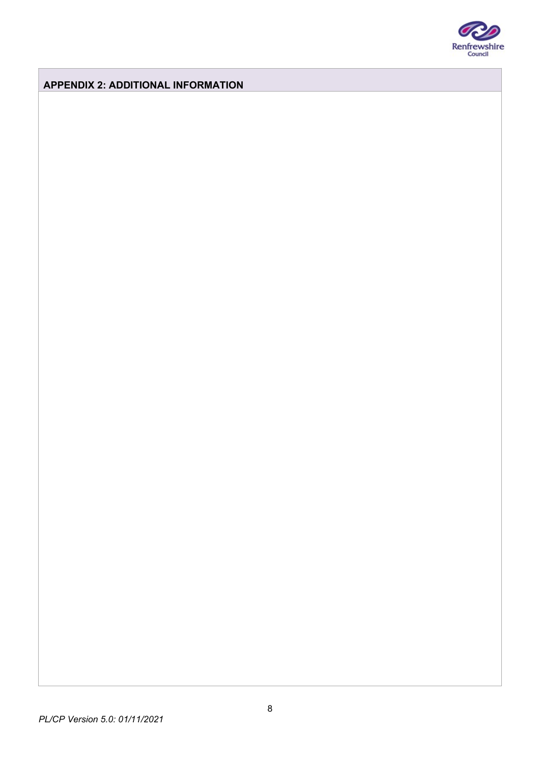## APPENDIX 2: ADDITIONAL INFORMATION